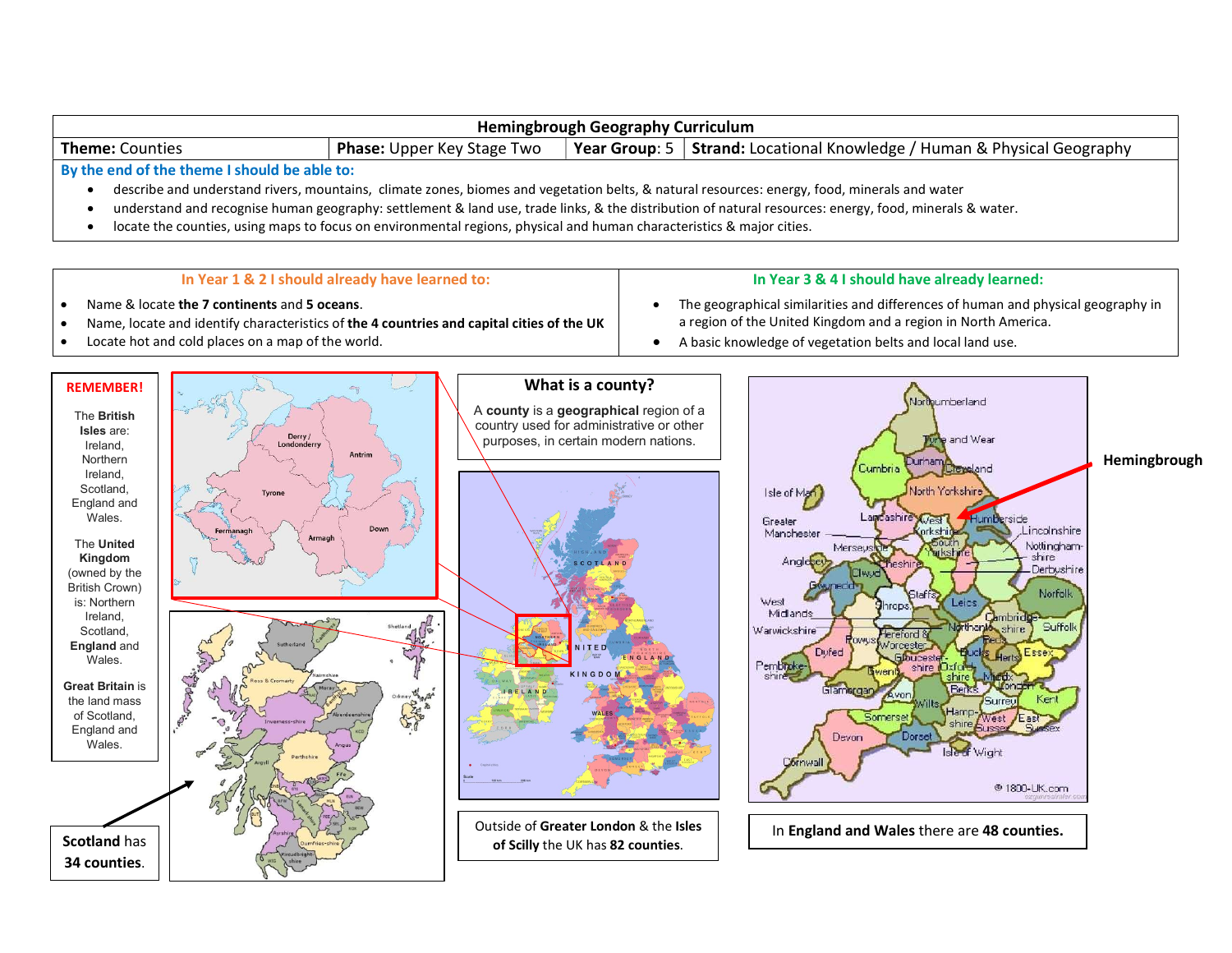# Hemingbrough Geography Curriculum

| **Theme:** Counties | **Phase:** Upper Key Stage Two | **Year Group:** 5 | **Strand:** Locational Knowledge / Human & Physical Geography |
|---|---|---|---|

**By the end of the theme I should be able to:**

- describe and understand rivers, mountains, climate zones, biomes and vegetation belts, & natural resources: energy, food, minerals and water
- understand and recognise human geography: settlement & land use, trade links, & the distribution of natural resources: energy, food, minerals & water.
- locate the counties, using maps to focus on environmental regions, physical and human characteristics & major cities.

**In Year 1 & 2 I should already have learned to:**

- Name & locate **the 7 continents** and **5 oceans**.
- Name, locate and identify characteristics of **the 4 countries and capital cities of the UK**
- Locate hot and cold places on a map of the world.

**In Year 3 & 4 I should have already learned:**

- The geographical similarities and differences of human and physical geography in a region of the United Kingdom and a region in North America.
- A basic knowledge of vegetation belts and local land use.

**REMEMBER!**

The **British Isles** are: Ireland, Northern Ireland, Scotland, England and Wales.

The **United Kingdom** (owned by the British Crown) is: Northern Ireland, Scotland, **England** and Wales.

**Great Britain** is the land mass of Scotland, England and Wales.

**Scotland** has **34 counties**.

## What is a county?

A **county** is a **geographical** region of a country used for administrative or other purposes, in certain modern nations.

Outside of **Greater London** & the **Isles of Scilly** the UK has **82 counties**.

In **England and Wales** there are **48 counties.**

**Hemingbrough**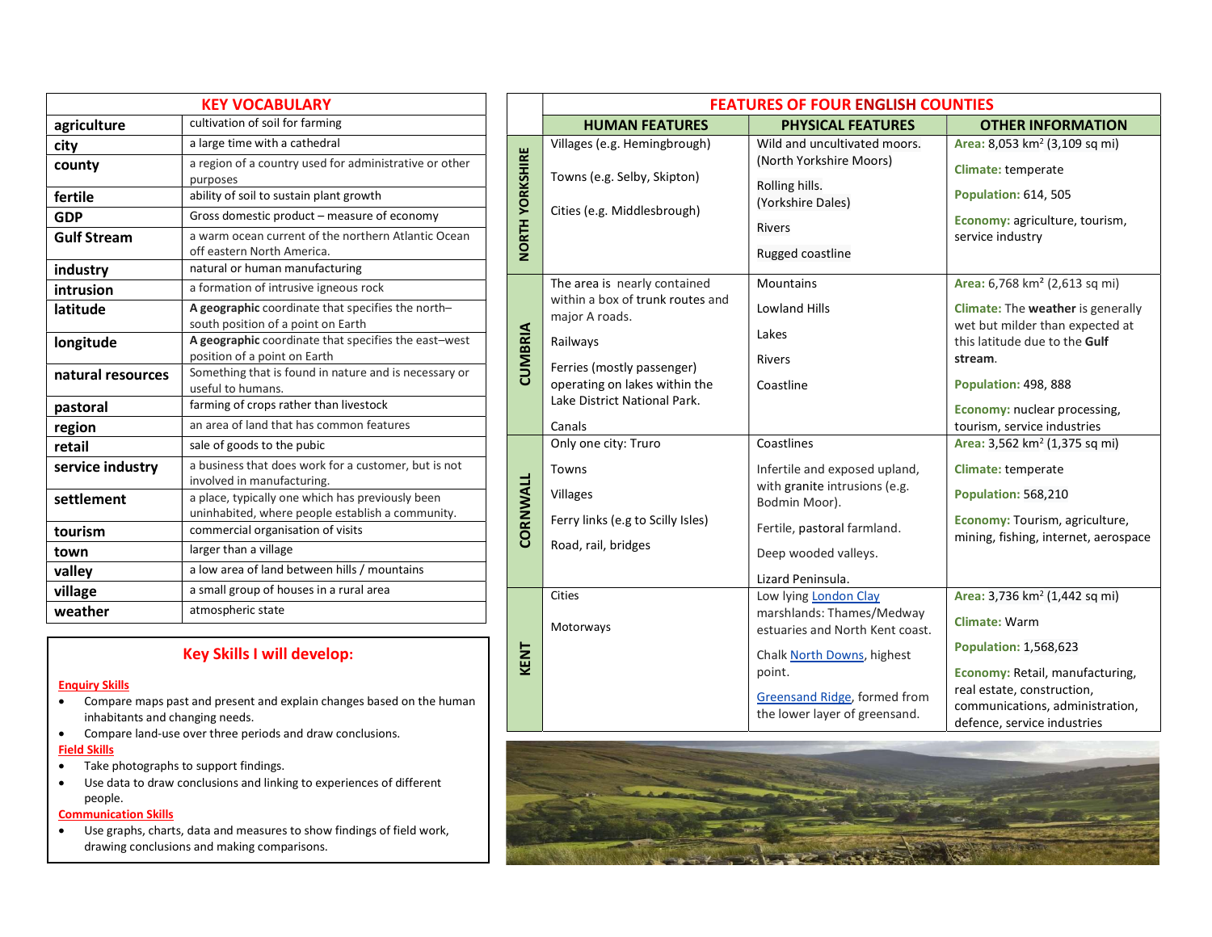## KEY VOCABULARY

| | |
|---|---|
| **agriculture** | cultivation of soil for farming |
| **city** | a large time with a cathedral |
| **county** | a region of a country used for administrative or other purposes |
| **fertile** | ability of soil to sustain plant growth |
| **GDP** | Gross domestic product – measure of economy |
| **Gulf Stream** | a warm ocean current of the northern Atlantic Ocean off eastern North America. |
| **industry** | natural or human manufacturing |
| **intrusion** | a formation of intrusive igneous rock |
| **latitude** | **A geographic** coordinate that specifies the north–south position of a point on Earth |
| **longitude** | **A geographic** coordinate that specifies the east–west position of a point on Earth |
| **natural resources** | Something that is found in nature and is necessary or useful to humans. |
| **pastoral** | farming of crops rather than livestock |
| **region** | an area of land that has common features |
| **retail** | sale of goods to the pubic |
| **service industry** | a business that does work for a customer, but is not involved in manufacturing. |
| **settlement** | a place, typically one which has previously been uninhabited, where people establish a community. |
| **tourism** | commercial organisation of visits |
| **town** | larger than a village |
| **valley** | a low area of land between hills / mountains |
| **village** | a small group of houses in a rural area |
| **weather** | atmospheric state |

## Key Skills I will develop:

**Enquiry Skills**

- Compare maps past and present and explain changes based on the human inhabitants and changing needs.
- Compare land-use over three periods and draw conclusions.

**Field Skills**

- Take photographs to support findings.
- Use data to draw conclusions and linking to experiences of different people.

**Communication Skills**

- Use graphs, charts, data and measures to show findings of field work, drawing conclusions and making comparisons.

## FEATURES OF FOUR ENGLISH COUNTIES

| | HUMAN FEATURES | PHYSICAL FEATURES | OTHER INFORMATION |
|---|---|---|---|
| **NORTH YORKSHIRE** | Villages (e.g. Hemingbrough)<br>Towns (e.g. Selby, Skipton)<br>Cities (e.g. Middlesbrough) | Wild and uncultivated moors. (North Yorkshire Moors)<br>Rolling hills. (Yorkshire Dales)<br>Rivers<br>Rugged coastline | **Area:** 8,053 km² (3,109 sq mi)<br>**Climate:** temperate<br>**Population:** 614, 505<br>**Economy:** agriculture, tourism, service industry |
| **CUMBRIA** | The area is nearly contained within a box of trunk routes and major A roads.<br>Railways<br>Ferries (mostly passenger) operating on lakes within the Lake District National Park.<br>Canals | Mountains<br>Lowland Hills<br>Lakes<br>Rivers<br>Coastline | **Area:** 6,768 km² (2,613 sq mi)<br>**Climate:** The **weather** is generally wet but milder than expected at this latitude due to the **Gulf stream**.<br>**Population:** 498, 888<br>**Economy:** nuclear processing, tourism, service industries |
| **CORNWALL** | Only one city: Truro<br>Towns<br>Villages<br>Ferry links (e.g to Scilly Isles)<br>Road, rail, bridges | Coastlines<br>Infertile and exposed upland, with granite intrusions (e.g. Bodmin Moor).<br>Fertile, pastoral farmland.<br>Deep wooded valleys.<br>Lizard Peninsula. | **Area:** 3,562 km² (1,375 sq mi)<br>**Climate:** temperate<br>**Population:** 568,210<br>**Economy:** Tourism, agriculture, mining, fishing, internet, aerospace |
| **KENT** | Cities<br>Motorways | Low lying London Clay marshlands: Thames/Medway estuaries and North Kent coast.<br>Chalk North Downs, highest point.<br>Greensand Ridge, formed from the lower layer of greensand. | **Area:** 3,736 km² (1,442 sq mi)<br>**Climate:** Warm<br>**Population:** 1,568,623<br>**Economy:** Retail, manufacturing, real estate, construction, communications, administration, defence, service industries |